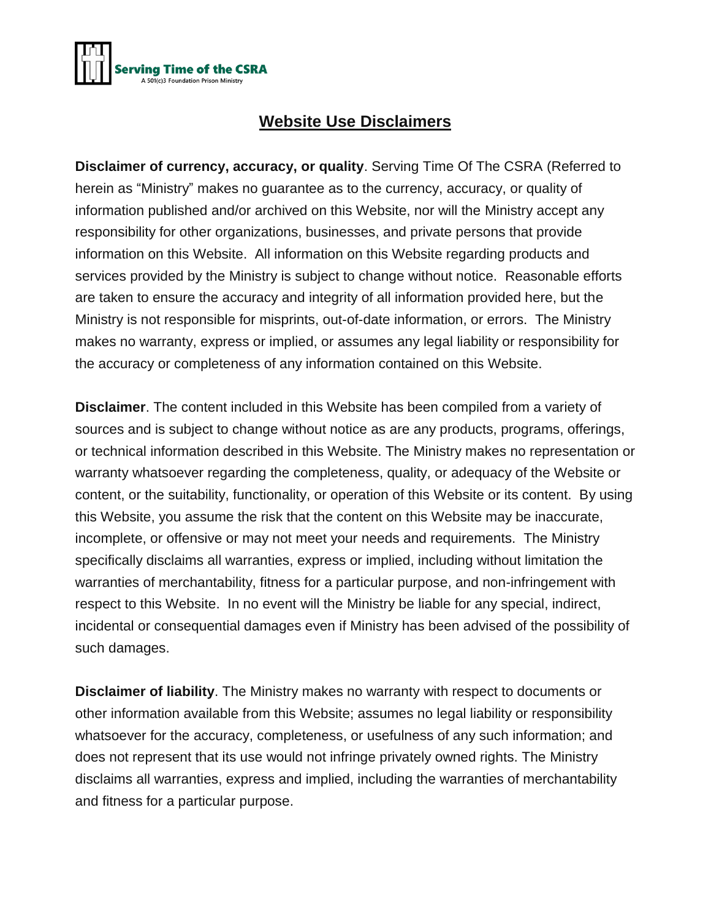Serving Time of the CSRA
A 501(c)3 Foundation Prison Ministry

# Website Use Disclaimers

**Disclaimer of currency, accuracy, or quality**. Serving Time Of The CSRA (Referred to herein as "Ministry" makes no guarantee as to the currency, accuracy, or quality of information published and/or archived on this Website, nor will the Ministry accept any responsibility for other organizations, businesses, and private persons that provide information on this Website. All information on this Website regarding products and services provided by the Ministry is subject to change without notice. Reasonable efforts are taken to ensure the accuracy and integrity of all information provided here, but the Ministry is not responsible for misprints, out-of-date information, or errors. The Ministry makes no warranty, express or implied, or assumes any legal liability or responsibility for the accuracy or completeness of any information contained on this Website.

**Disclaimer**. The content included in this Website has been compiled from a variety of sources and is subject to change without notice as are any products, programs, offerings, or technical information described in this Website. The Ministry makes no representation or warranty whatsoever regarding the completeness, quality, or adequacy of the Website or content, or the suitability, functionality, or operation of this Website or its content. By using this Website, you assume the risk that the content on this Website may be inaccurate, incomplete, or offensive or may not meet your needs and requirements. The Ministry specifically disclaims all warranties, express or implied, including without limitation the warranties of merchantability, fitness for a particular purpose, and non-infringement with respect to this Website. In no event will the Ministry be liable for any special, indirect, incidental or consequential damages even if Ministry has been advised of the possibility of such damages.

**Disclaimer of liability**. The Ministry makes no warranty with respect to documents or other information available from this Website; assumes no legal liability or responsibility whatsoever for the accuracy, completeness, or usefulness of any such information; and does not represent that its use would not infringe privately owned rights. The Ministry disclaims all warranties, express and implied, including the warranties of merchantability and fitness for a particular purpose.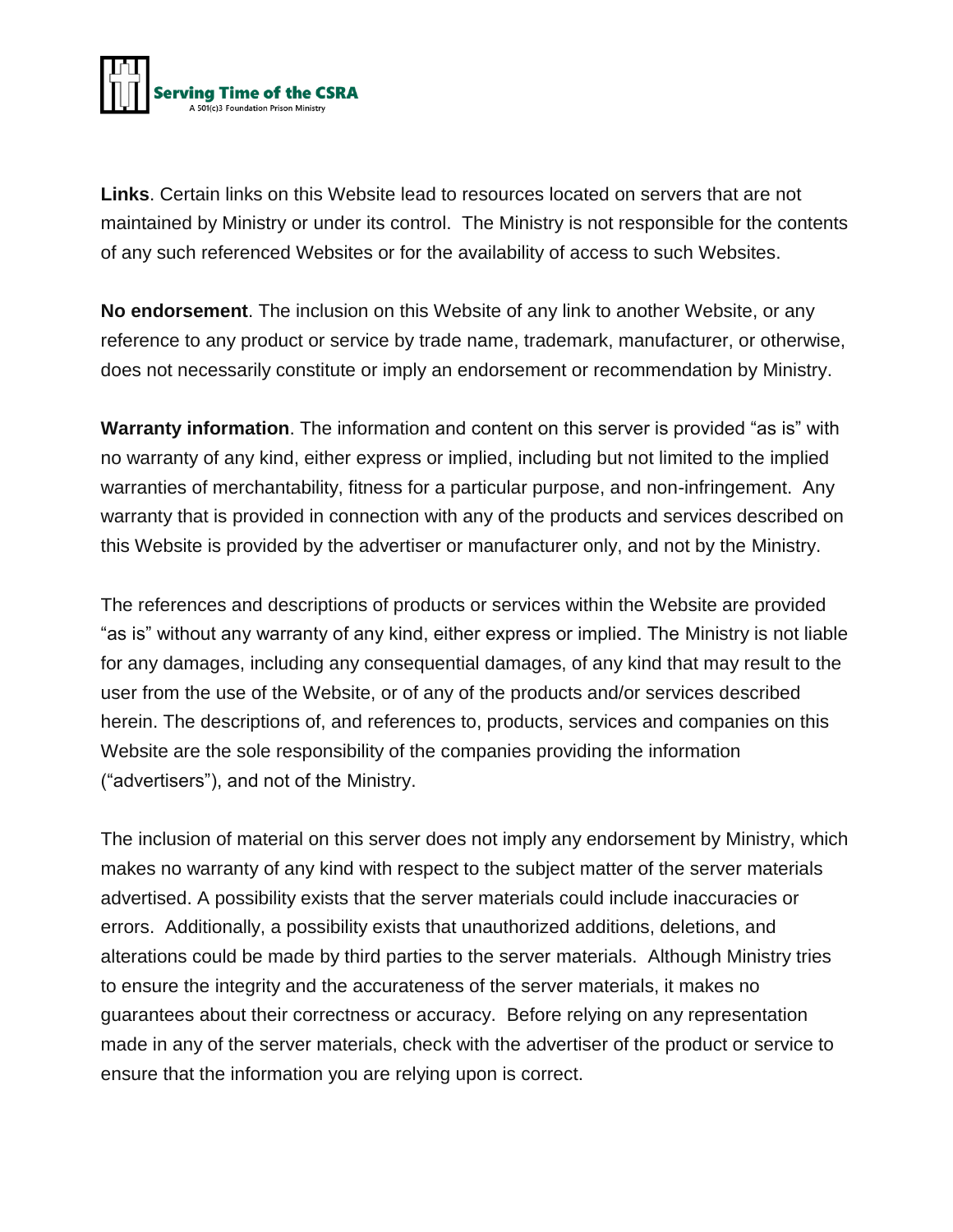**Links**. Certain links on this Website lead to resources located on servers that are not maintained by Ministry or under its control. The Ministry is not responsible for the contents of any such referenced Websites or for the availability of access to such Websites.

**No endorsement**. The inclusion on this Website of any link to another Website, or any reference to any product or service by trade name, trademark, manufacturer, or otherwise, does not necessarily constitute or imply an endorsement or recommendation by Ministry.

**Warranty information**. The information and content on this server is provided "as is" with no warranty of any kind, either express or implied, including but not limited to the implied warranties of merchantability, fitness for a particular purpose, and non-infringement. Any warranty that is provided in connection with any of the products and services described on this Website is provided by the advertiser or manufacturer only, and not by the Ministry.

The references and descriptions of products or services within the Website are provided "as is" without any warranty of any kind, either express or implied. The Ministry is not liable for any damages, including any consequential damages, of any kind that may result to the user from the use of the Website, or of any of the products and/or services described herein. The descriptions of, and references to, products, services and companies on this Website are the sole responsibility of the companies providing the information ("advertisers"), and not of the Ministry.

The inclusion of material on this server does not imply any endorsement by Ministry, which makes no warranty of any kind with respect to the subject matter of the server materials advertised. A possibility exists that the server materials could include inaccuracies or errors. Additionally, a possibility exists that unauthorized additions, deletions, and alterations could be made by third parties to the server materials. Although Ministry tries to ensure the integrity and the accurateness of the server materials, it makes no guarantees about their correctness or accuracy. Before relying on any representation made in any of the server materials, check with the advertiser of the product or service to ensure that the information you are relying upon is correct.